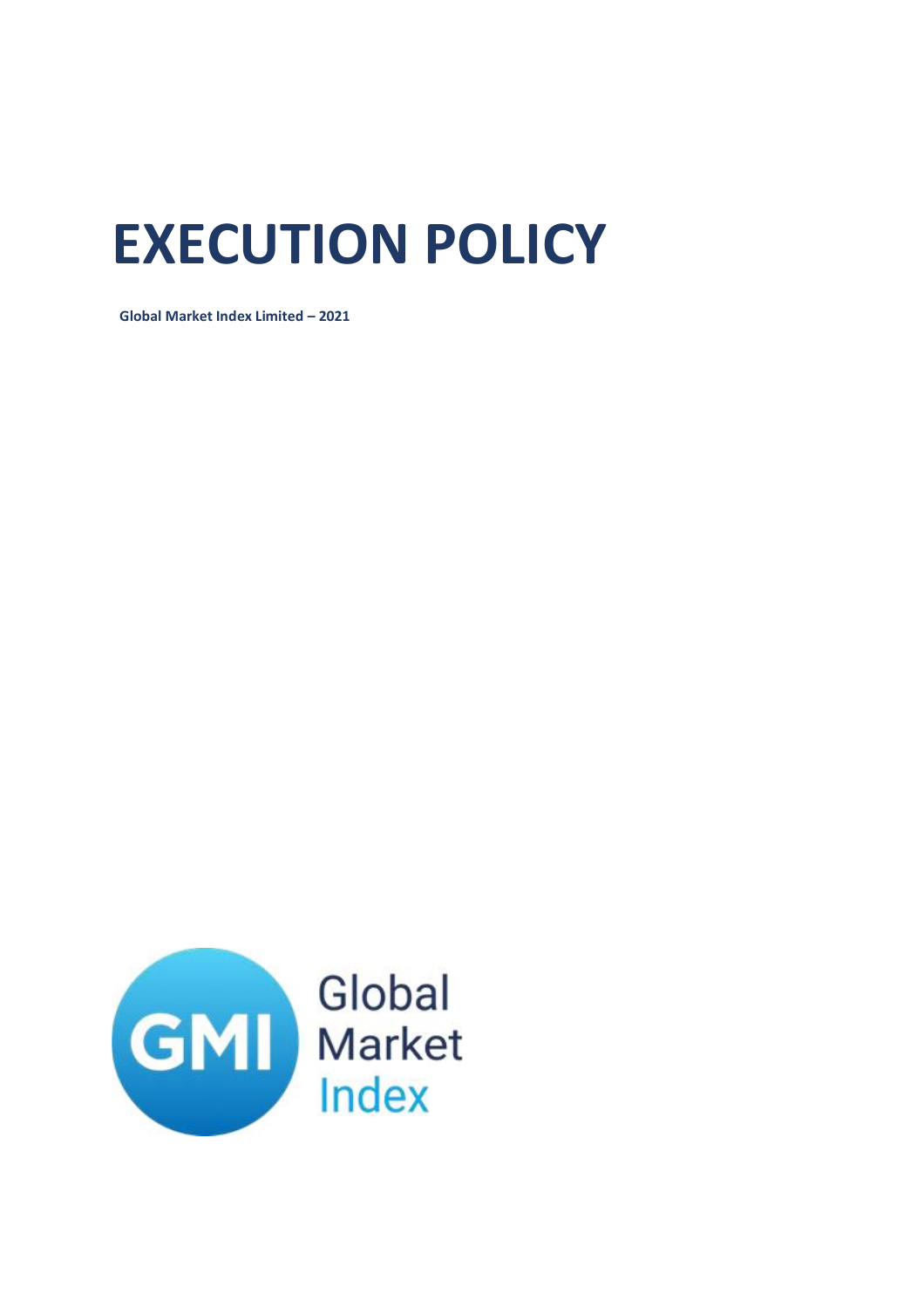# EXECUTION POLICY

**Global Market Index Limited – 2021**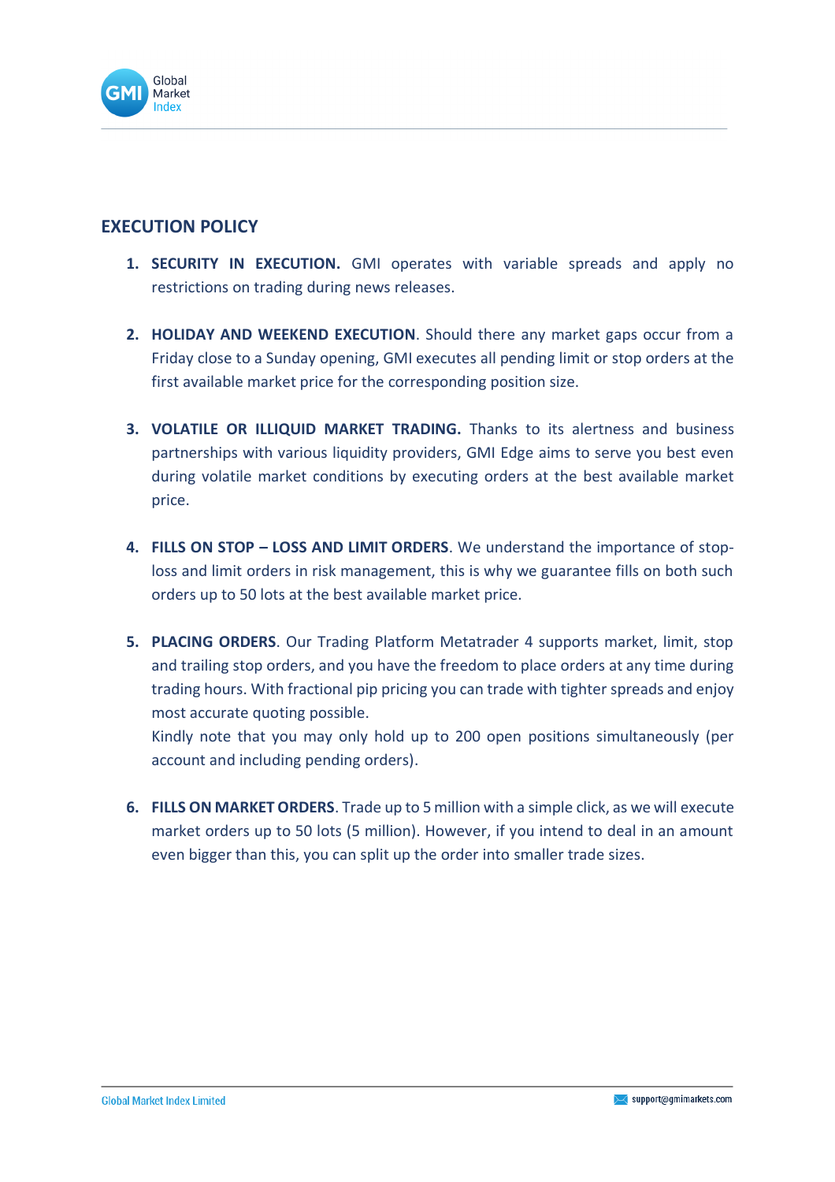## EXECUTION POLICY

1. **SECURITY IN EXECUTION.** GMI operates with variable spreads and apply no restrictions on trading during news releases.

2. **HOLIDAY AND WEEKEND EXECUTION**. Should there any market gaps occur from a Friday close to a Sunday opening, GMI executes all pending limit or stop orders at the first available market price for the corresponding position size.

3. **VOLATILE OR ILLIQUID MARKET TRADING.** Thanks to its alertness and business partnerships with various liquidity providers, GMI Edge aims to serve you best even during volatile market conditions by executing orders at the best available market price.

4. **FILLS ON STOP – LOSS AND LIMIT ORDERS**. We understand the importance of stop-loss and limit orders in risk management, this is why we guarantee fills on both such orders up to 50 lots at the best available market price.

5. **PLACING ORDERS**. Our Trading Platform Metatrader 4 supports market, limit, stop and trailing stop orders, and you have the freedom to place orders at any time during trading hours. With fractional pip pricing you can trade with tighter spreads and enjoy most accurate quoting possible.
   Kindly note that you may only hold up to 200 open positions simultaneously (per account and including pending orders).

6. **FILLS ON MARKET ORDERS**. Trade up to 5 million with a simple click, as we will execute market orders up to 50 lots (5 million). However, if you intend to deal in an amount even bigger than this, you can split up the order into smaller trade sizes.